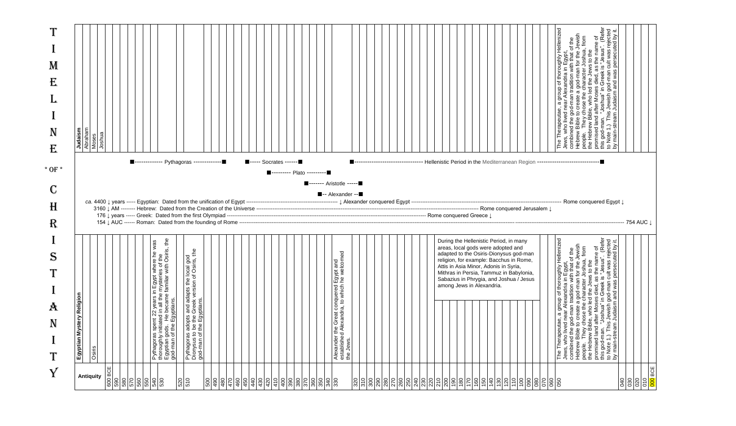# TIMELINE *OF* CHRISTIANITY

**Judaism**

Abraham

Moses

Joshua

The Therapeutae, a group of thoroughly Hellenized Jews, who lived near Alexandria in Egypt, combined the god-man tradition with that of the Hebrew Bible to create a god-man for the Jewish people. They chose the character Joshua, from the Hebrew Bible, who led the Jews to the promised land after Moses died, as the name of this god-man. "Joshua" in Greek is "Jesus". (Refer to Note 1.) This Jewish god-man cult was rejected by main-stream Judaism and was persecuted by it.

■------------- Pythagoras -------------■

■----- Socrates ------■

■--------- Plato ---------■

■------- Aristotle -----■

■-- Alexander --■

■-------------------------------- Hellenistic Period in the Mediterranean Region --------------------------------■

*ca.* 4400 ↓ years ----- Egyptian: Dated from the unification of Egypt ---------- ↓ Alexander conquered Egypt ---------- Rome conquered Egypt ↓

3160 ↓ AM -------- Hebrew: Dated from the Creation of the Universe ---------- Rome conquered Jerusalem ↓

176 ↓ years ----- Greek: Dated from the first Olympiad ---------- Rome conquered Greece ↓

154 ↓ AUC ------ Roman: Dated from the founding of Rome ---------- 754 AUC ↓

**Egyptian Mystery Religion**

Osiris

Pythagoras spent 22 years in Egypt where he was thoroughly initiated in all the mysteries of the Egyptian gods. He became familiar with Osiris, the god-man of the Egyptians.

Pythagoras adopts and adapts the local god Dionysus to be the Greek version of Osiris, the god-man of the Egyptians.

Alexander the Great conquered Egypt and established Alexandria, to which he welcomed the Jews.

During the Hellenistic Period, in many areas, local gods were adopted and adapted to the Osiris-Dionysus god-man religion, for example: Bacchus in Rome, Attis in Asia Minor, Adonis in Syria, Mithras in Persia, Tammuz in Babylonia, Sabazius in Phrygia, and Joshua / Jesus among Jews in Alexandria.

The Therapeutae, a group of thoroughly Hellenized Jews, who lived near Alexandria in Egypt, combined the god-man tradition with that of the Hebrew Bible to create a god-man for the Jewish people. They chose the character Joshua, from the Hebrew Bible, who led the Jews to the promised land after Moses died, as the name of this god-man. "Joshua" in Greek is "Jesus". (Refer to Note 1.) This Jewish god-man cult was rejected by main-stream Judaism and was persecuted by it.

**Antiquity**

600 BCE | 590 | 580 | 570 | 560 | 550 | 540 | 530 | 520 | 510 | 500 | 490 | 480 | 470 | 460 | 450 | 440 | 430 | 420 | 410 | 400 | 390 | 380 | 370 | 360 | 350 | 340 | 330 | 320 | 310 | 300 | 290 | 280 | 270 | 260 | 250 | 240 | 230 | 220 | 210 | 200 | 190 | 180 | 170 | 160 | 150 | 140 | 130 | 120 | 110 | 100 | 090 | 080 | 070 | 060 | 050 | 040 | 030 | 020 | 010 | 000 BCE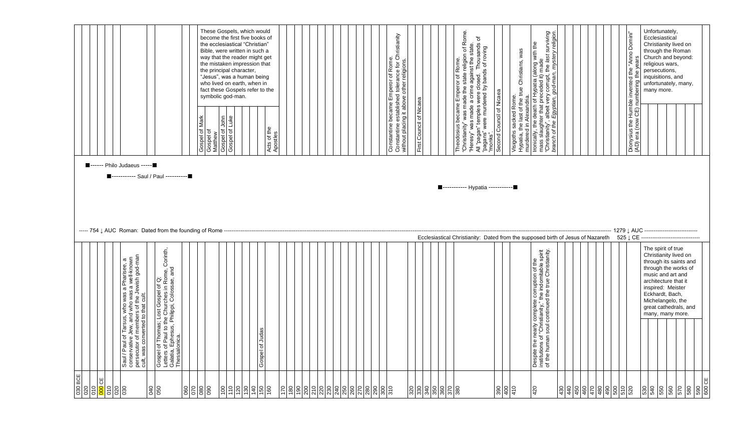These Gospels, which would become the first five books of the ecclesiastical "Christian" Bible, were written in such a way that the reader might get the mistaken impression that the principal character, "Jesus", was a human being who lived on earth, when in fact these Gospels refer to the symbolic god-man.

Gospel of Mark

Gospel of Matthew

Gospel of John

Gospel of Luke

Acts of the Apostles

Constantine became Emperor of Rome. Constantine established tolerance for Christianity without placing it above other religions.

First Council of Nicaea

Theodosius became Emperor of Rome. "Christianity" was made the state religion of Rome. "Heresy" was made a crime against the state. All "pagan" temples were closed. Thousands of "pagans" were murdered by bands of roving "monks".

Second Council of Nicaea

Visigoths sacked Rome.

Hypatia, the last of the true Christians, was murdered in Alexandria.

Ironically, the death of Hypatia (along with the mass slaughter that preceded it) made "Christianity", albeit very corrupt, the *last surviving branch of the Egyptian, god-man, mystery religion.*

Dionysius the Humble invented the "Anno Domini" (AD) era (now CE) numbering the years

Unfortunately, Ecclesiastical Christianity lived on through the Roman Church and beyond: religious wars, persecutions, inquisitions, and unfortunately, many, many more.

■------ Philo Judaeus -----■

■----------- Saul / Paul ----------■

■----------- Hypatia -----------■

----- 754 ↓ AUC Roman: Dated from the founding of Rome ---------- 1279 ↓ AUC ----------

Ecclesiastical Christianity: Dated from the supposed birth of Jesus of Nazareth 525 ↓ CE ----------

Saul / Paul of Tarsus, who was a Pharisee, a conservative Jew, and who was a well-known persecutor of members of the Jewish god-man cult, was converted to that cult.

Gospel of Thomas; Lost Gospel of Q; Letters of Paul to the Churches in Rome, Corinth, Galatia, Ephesus, Philippi, Colossae, and Thessalonica.

Gospel of Judas

Despite the nearly complete corruption of the institutions of "Christianity," the indomitable spirit of the human soul continued the true Christianity.

The spirit of true Christianity lived on through its saints and through the works of music and art and architecture that it inspired: Meister Eckhardt, Bach, Michelangelo, the great cathedrals, and many, many more.

030 BCE 020 010 000 CE 010 020 030 040 050 060 070 080 090 100 110 120 130 140 150 160 170 180 190 200 210 220 230 240 250 260 270 280 290 300 310 320 330 340 350 360 370 380 390 400 410 420 430 440 450 460 470 480 490 500 510 520 530 540 550 560 570 580 590 600 CE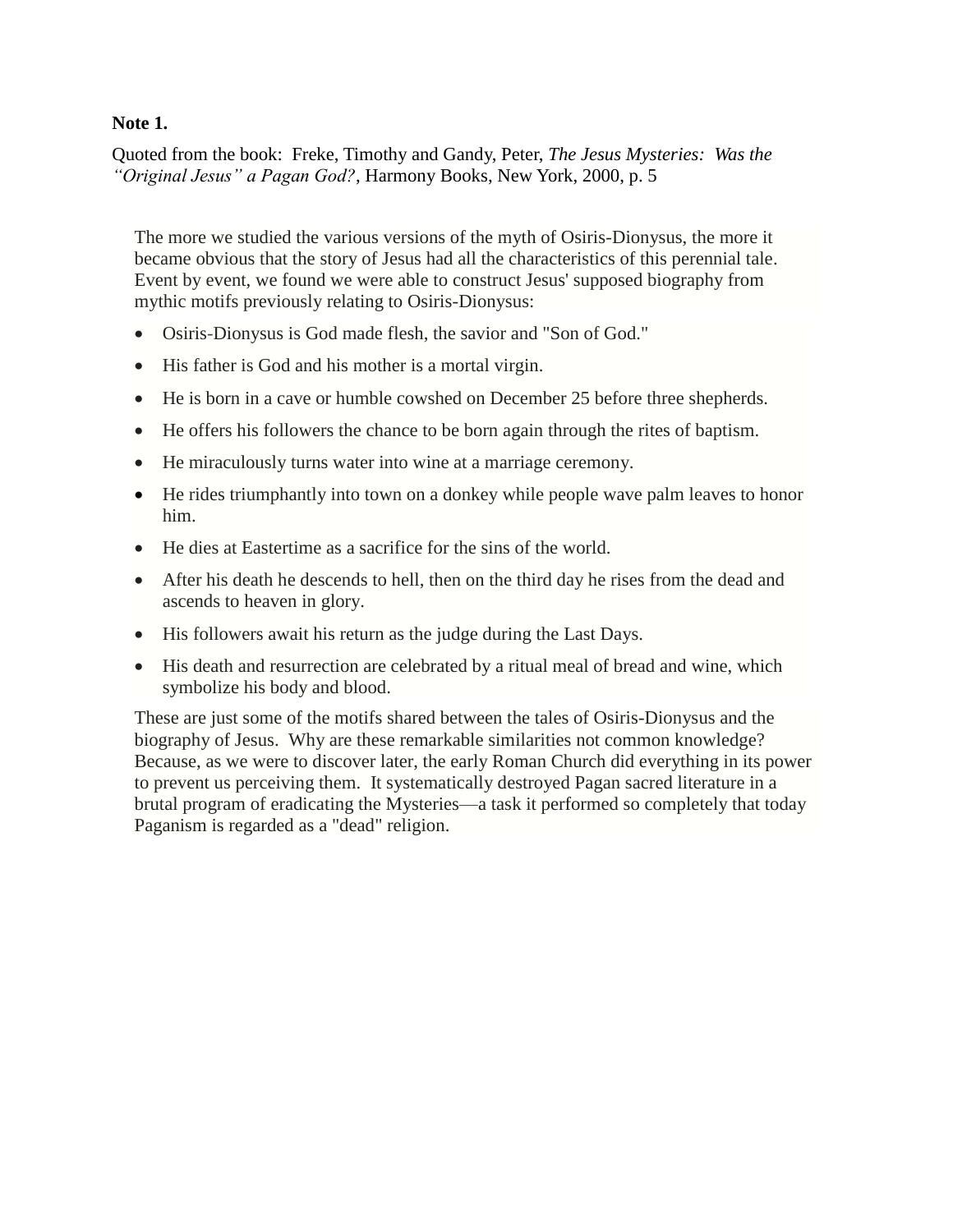**Note 1.**

Quoted from the book: Freke, Timothy and Gandy, Peter, *The Jesus Mysteries: Was the "Original Jesus" a Pagan God?*, Harmony Books, New York, 2000, p. 5

> The more we studied the various versions of the myth of Osiris-Dionysus, the more it became obvious that the story of Jesus had all the characteristics of this perennial tale. Event by event, we found we were able to construct Jesus' supposed biography from mythic motifs previously relating to Osiris-Dionysus:
>
> - Osiris-Dionysus is God made flesh, the savior and "Son of God."
> - His father is God and his mother is a mortal virgin.
> - He is born in a cave or humble cowshed on December 25 before three shepherds.
> - He offers his followers the chance to be born again through the rites of baptism.
> - He miraculously turns water into wine at a marriage ceremony.
> - He rides triumphantly into town on a donkey while people wave palm leaves to honor him.
> - He dies at Eastertime as a sacrifice for the sins of the world.
> - After his death he descends to hell, then on the third day he rises from the dead and ascends to heaven in glory.
> - His followers await his return as the judge during the Last Days.
> - His death and resurrection are celebrated by a ritual meal of bread and wine, which symbolize his body and blood.
>
> These are just some of the motifs shared between the tales of Osiris-Dionysus and the biography of Jesus. Why are these remarkable similarities not common knowledge? Because, as we were to discover later, the early Roman Church did everything in its power to prevent us perceiving them. It systematically destroyed Pagan sacred literature in a brutal program of eradicating the Mysteries—a task it performed so completely that today Paganism is regarded as a "dead" religion.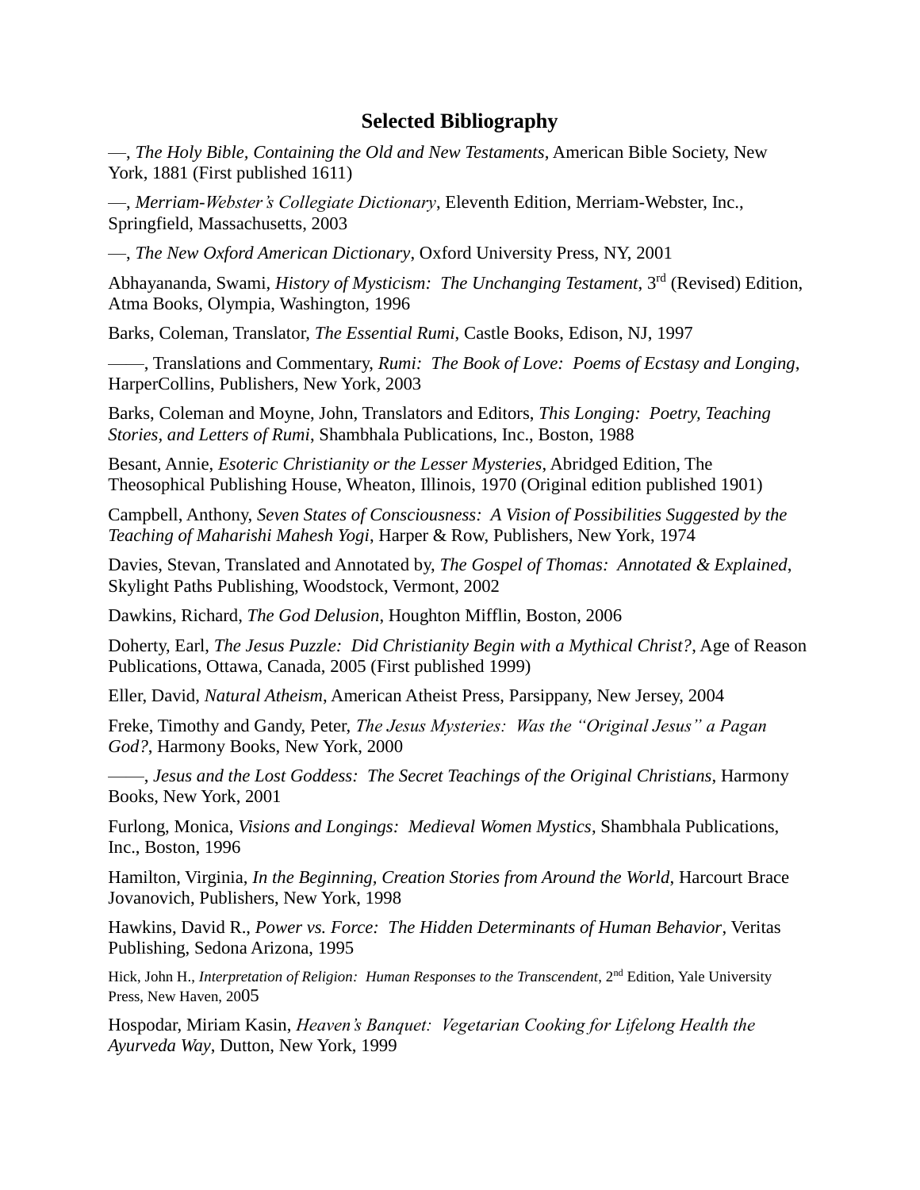## Selected Bibliography

—, *The Holy Bible, Containing the Old and New Testaments*, American Bible Society, New York, 1881 (First published 1611)

—, *Merriam-Webster's Collegiate Dictionary*, Eleventh Edition, Merriam-Webster, Inc., Springfield, Massachusetts, 2003

—, *The New Oxford American Dictionary*, Oxford University Press, NY, 2001

Abhayananda, Swami, *History of Mysticism: The Unchanging Testament,* 3rd (Revised) Edition, Atma Books, Olympia, Washington, 1996

Barks, Coleman, Translator, *The Essential Rumi*, Castle Books, Edison, NJ, 1997

——, Translations and Commentary, *Rumi: The Book of Love: Poems of Ecstasy and Longing*, HarperCollins, Publishers, New York, 2003

Barks, Coleman and Moyne, John, Translators and Editors, *This Longing: Poetry, Teaching Stories, and Letters of Rumi*, Shambhala Publications, Inc., Boston, 1988

Besant, Annie, *Esoteric Christianity or the Lesser Mysteries,* Abridged Edition, The Theosophical Publishing House, Wheaton, Illinois, 1970 (Original edition published 1901)

Campbell, Anthony, *Seven States of Consciousness: A Vision of Possibilities Suggested by the Teaching of Maharishi Mahesh Yogi*, Harper & Row, Publishers, New York, 1974

Davies, Stevan, Translated and Annotated by, *The Gospel of Thomas: Annotated & Explained*, Skylight Paths Publishing, Woodstock, Vermont, 2002

Dawkins, Richard, *The God Delusion*, Houghton Mifflin, Boston, 2006

Doherty, Earl, *The Jesus Puzzle: Did Christianity Begin with a Mythical Christ?*, Age of Reason Publications, Ottawa, Canada, 2005 (First published 1999)

Eller, David, *Natural Atheism*, American Atheist Press, Parsippany, New Jersey, 2004

Freke, Timothy and Gandy, Peter, *The Jesus Mysteries: Was the "Original Jesus" a Pagan God?*, Harmony Books, New York, 2000

——, *Jesus and the Lost Goddess: The Secret Teachings of the Original Christians*, Harmony Books, New York, 2001

Furlong, Monica, *Visions and Longings: Medieval Women Mystics*, Shambhala Publications, Inc., Boston, 1996

Hamilton, Virginia, *In the Beginning, Creation Stories from Around the World*, Harcourt Brace Jovanovich, Publishers, New York, 1998

Hawkins, David R., *Power vs. Force: The Hidden Determinants of Human Behavior*, Veritas Publishing, Sedona Arizona, 1995

Hick, John H., *Interpretation of Religion: Human Responses to the Transcendent,* 2nd Edition, Yale University Press, New Haven, 2005

Hospodar, Miriam Kasin, *Heaven's Banquet: Vegetarian Cooking for Lifelong Health the Ayurveda Way*, Dutton, New York, 1999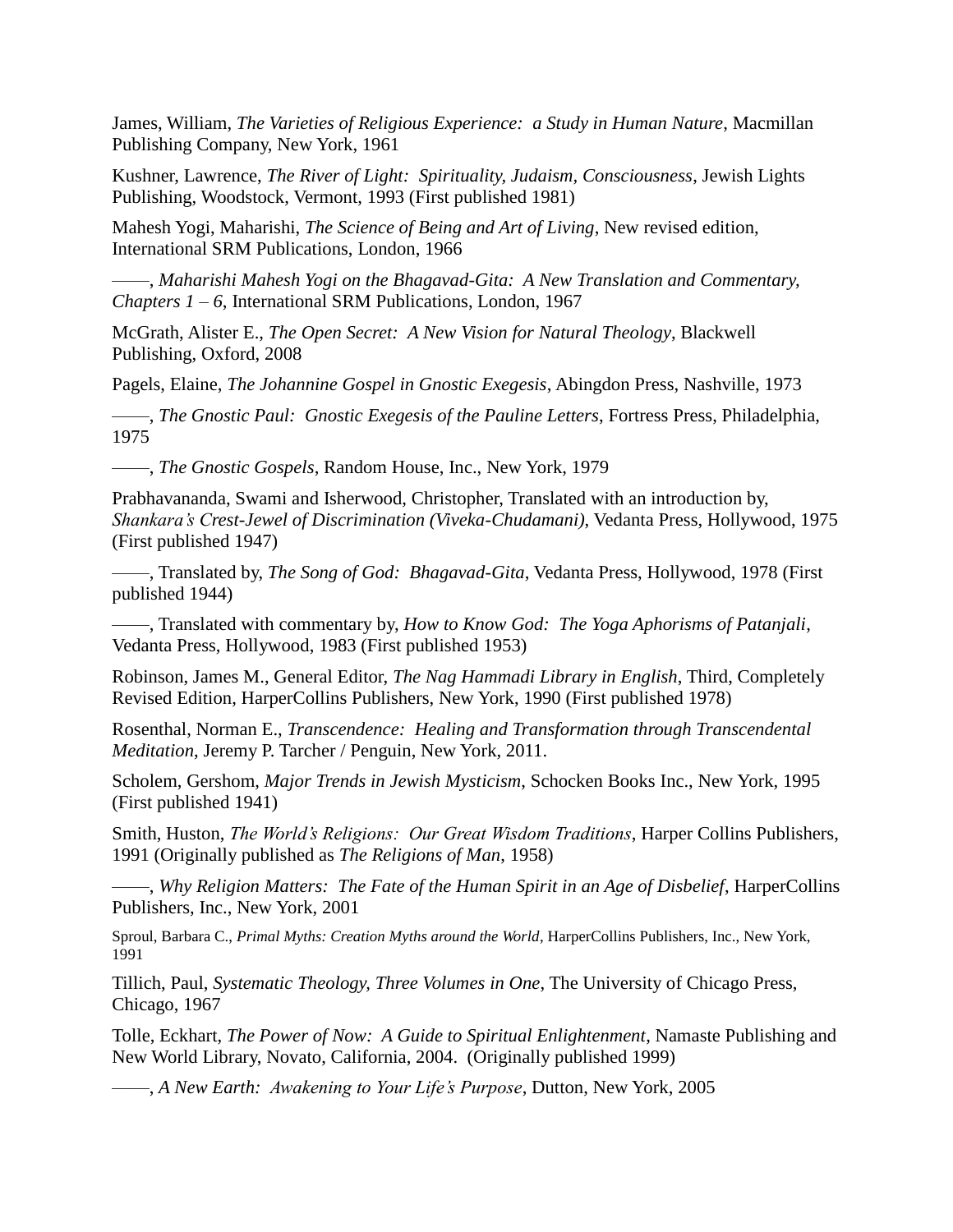James, William, *The Varieties of Religious Experience: a Study in Human Nature*, Macmillan Publishing Company, New York, 1961

Kushner, Lawrence, *The River of Light: Spirituality, Judaism, Consciousness*, Jewish Lights Publishing, Woodstock, Vermont, 1993 (First published 1981)

Mahesh Yogi, Maharishi, *The Science of Being and Art of Living*, New revised edition, International SRM Publications, London, 1966

——, *Maharishi Mahesh Yogi on the Bhagavad-Gita: A New Translation and Commentary, Chapters 1 – 6*, International SRM Publications, London, 1967

McGrath, Alister E., *The Open Secret: A New Vision for Natural Theology*, Blackwell Publishing, Oxford, 2008

Pagels, Elaine, *The Johannine Gospel in Gnostic Exegesis*, Abingdon Press, Nashville, 1973

——, *The Gnostic Paul: Gnostic Exegesis of the Pauline Letters*, Fortress Press, Philadelphia, 1975

——, *The Gnostic Gospels*, Random House, Inc., New York, 1979

Prabhavananda, Swami and Isherwood, Christopher, Translated with an introduction by, *Shankara's Crest-Jewel of Discrimination (Viveka-Chudamani)*, Vedanta Press, Hollywood, 1975 (First published 1947)

——, Translated by, *The Song of God: Bhagavad-Gita*, Vedanta Press, Hollywood, 1978 (First published 1944)

——, Translated with commentary by, *How to Know God: The Yoga Aphorisms of Patanjali*, Vedanta Press, Hollywood, 1983 (First published 1953)

Robinson, James M., General Editor, *The Nag Hammadi Library in English*, Third, Completely Revised Edition, HarperCollins Publishers, New York, 1990 (First published 1978)

Rosenthal, Norman E., *Transcendence: Healing and Transformation through Transcendental Meditation*, Jeremy P. Tarcher / Penguin, New York, 2011.

Scholem, Gershom, *Major Trends in Jewish Mysticism*, Schocken Books Inc., New York, 1995 (First published 1941)

Smith, Huston, *The World's Religions: Our Great Wisdom Traditions*, Harper Collins Publishers, 1991 (Originally published as *The Religions of Man*, 1958)

——, *Why Religion Matters: The Fate of the Human Spirit in an Age of Disbelief*, HarperCollins Publishers, Inc., New York, 2001

Sproul, Barbara C., *Primal Myths: Creation Myths around the World*, HarperCollins Publishers, Inc., New York, 1991

Tillich, Paul, *Systematic Theology, Three Volumes in One*, The University of Chicago Press, Chicago, 1967

Tolle, Eckhart, *The Power of Now: A Guide to Spiritual Enlightenment*, Namaste Publishing and New World Library, Novato, California, 2004. (Originally published 1999)

——, *A New Earth: Awakening to Your Life's Purpose*, Dutton, New York, 2005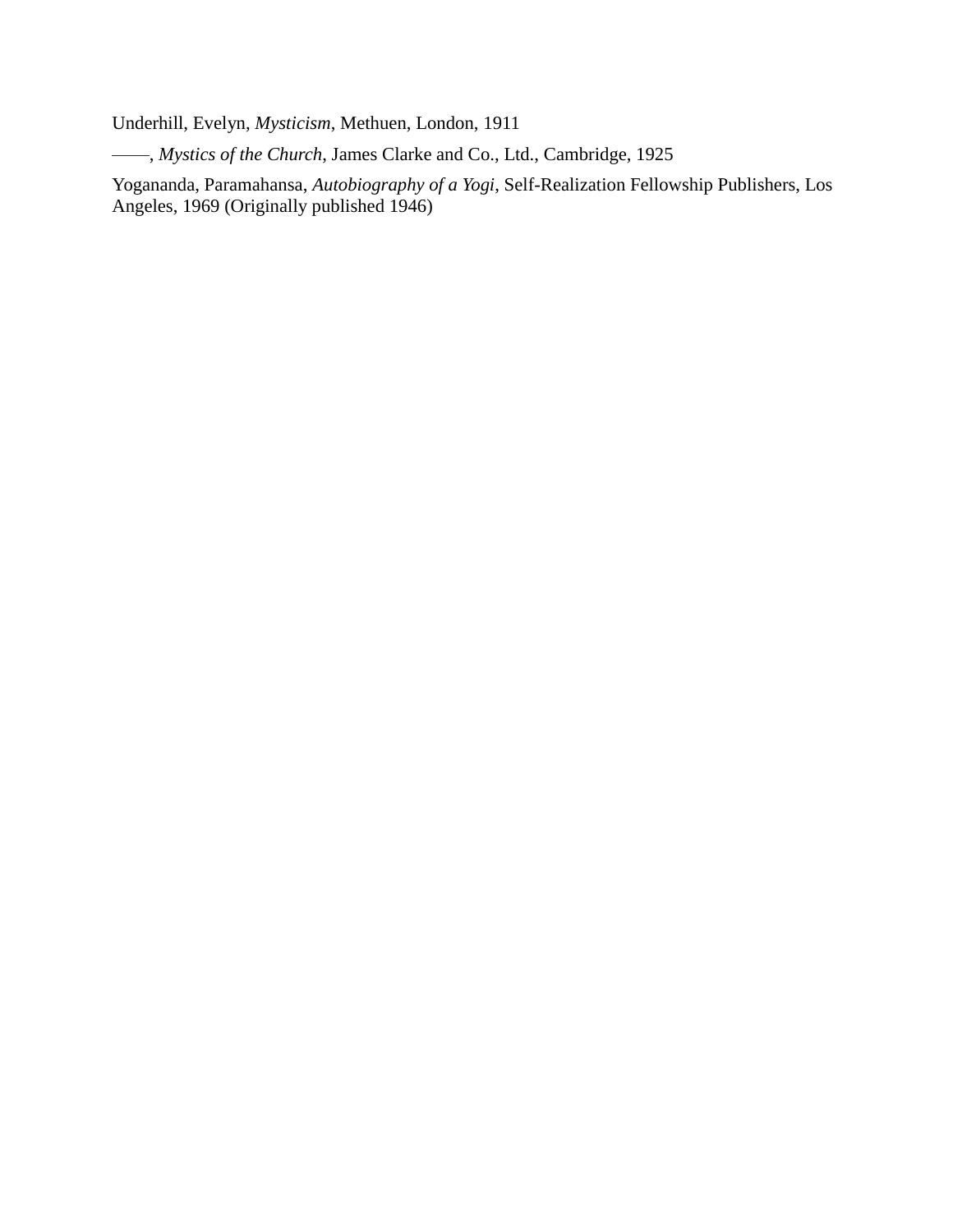Underhill, Evelyn, *Mysticism*, Methuen, London, 1911

——, *Mystics of the Church*, James Clarke and Co., Ltd., Cambridge, 1925

Yogananda, Paramahansa, *Autobiography of a Yogi*, Self-Realization Fellowship Publishers, Los Angeles, 1969 (Originally published 1946)